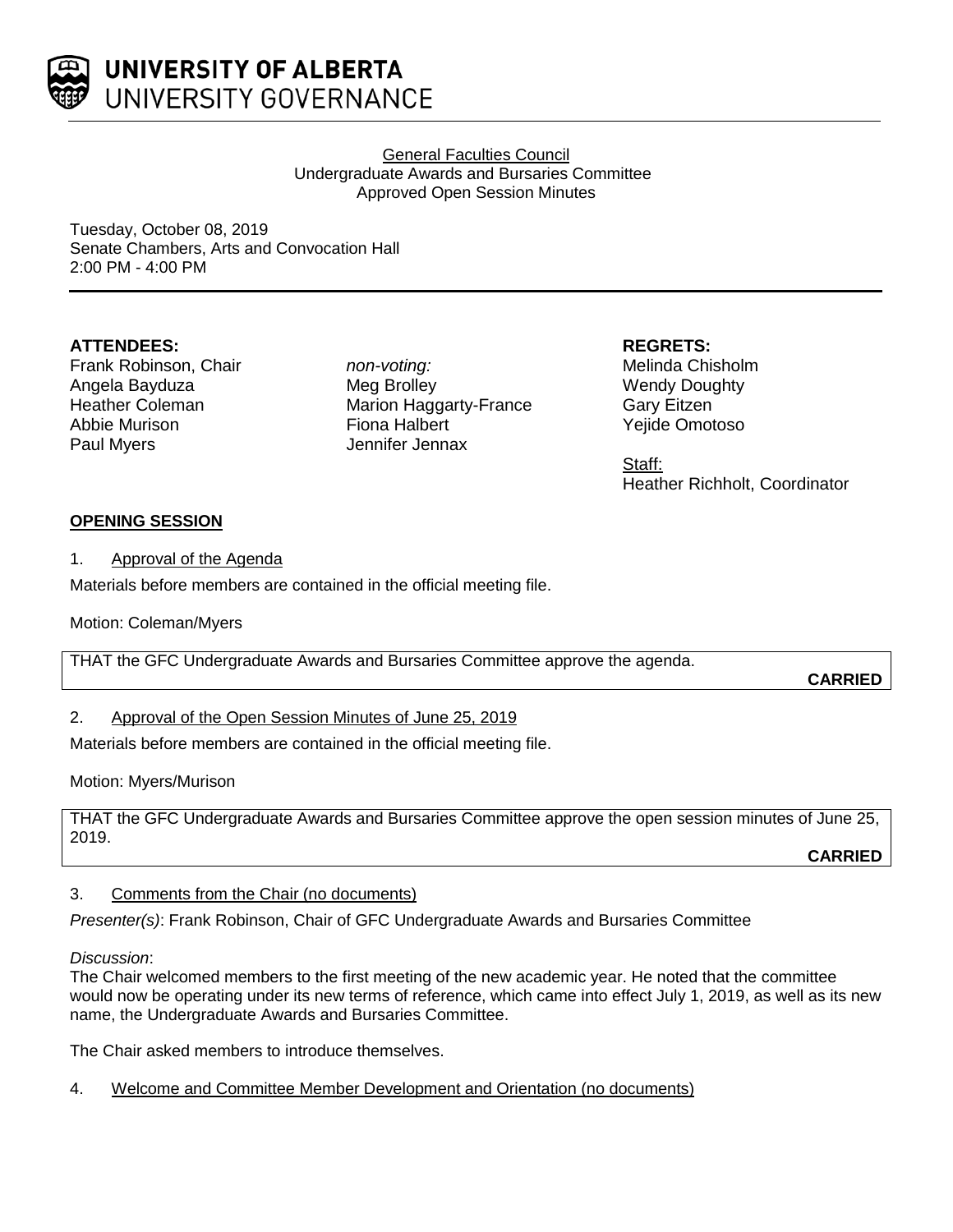# UNIVERSITY OF ALBERTA
UNIVERSITY GOVERNANCE

General Faculties Council
Undergraduate Awards and Bursaries Committee
Approved Open Session Minutes

Tuesday, October 08, 2019
Senate Chambers, Arts and Convocation Hall
2:00 PM - 4:00 PM

**ATTENDEES:**
Frank Robinson, Chair
Angela Bayduza
Heather Coleman
Abbie Murison
Paul Myers

*non-voting:*
Meg Brolley
Marion Haggarty-France
Fiona Halbert
Jennifer Jennax

**REGRETS:**
Melinda Chisholm
Wendy Doughty
Gary Eitzen
Yejide Omotoso

Staff:
Heather Richholt, Coordinator

**OPENING SESSION**

1. Approval of the Agenda

Materials before members are contained in the official meeting file.

Motion: Coleman/Myers

THAT the GFC Undergraduate Awards and Bursaries Committee approve the agenda.

**CARRIED**

2. Approval of the Open Session Minutes of June 25, 2019

Materials before members are contained in the official meeting file.

Motion: Myers/Murison

THAT the GFC Undergraduate Awards and Bursaries Committee approve the open session minutes of June 25, 2019.

**CARRIED**

3. Comments from the Chair (no documents)

*Presenter(s)*: Frank Robinson, Chair of GFC Undergraduate Awards and Bursaries Committee

*Discussion*:
The Chair welcomed members to the first meeting of the new academic year. He noted that the committee would now be operating under its new terms of reference, which came into effect July 1, 2019, as well as its new name, the Undergraduate Awards and Bursaries Committee.

The Chair asked members to introduce themselves.

4. Welcome and Committee Member Development and Orientation (no documents)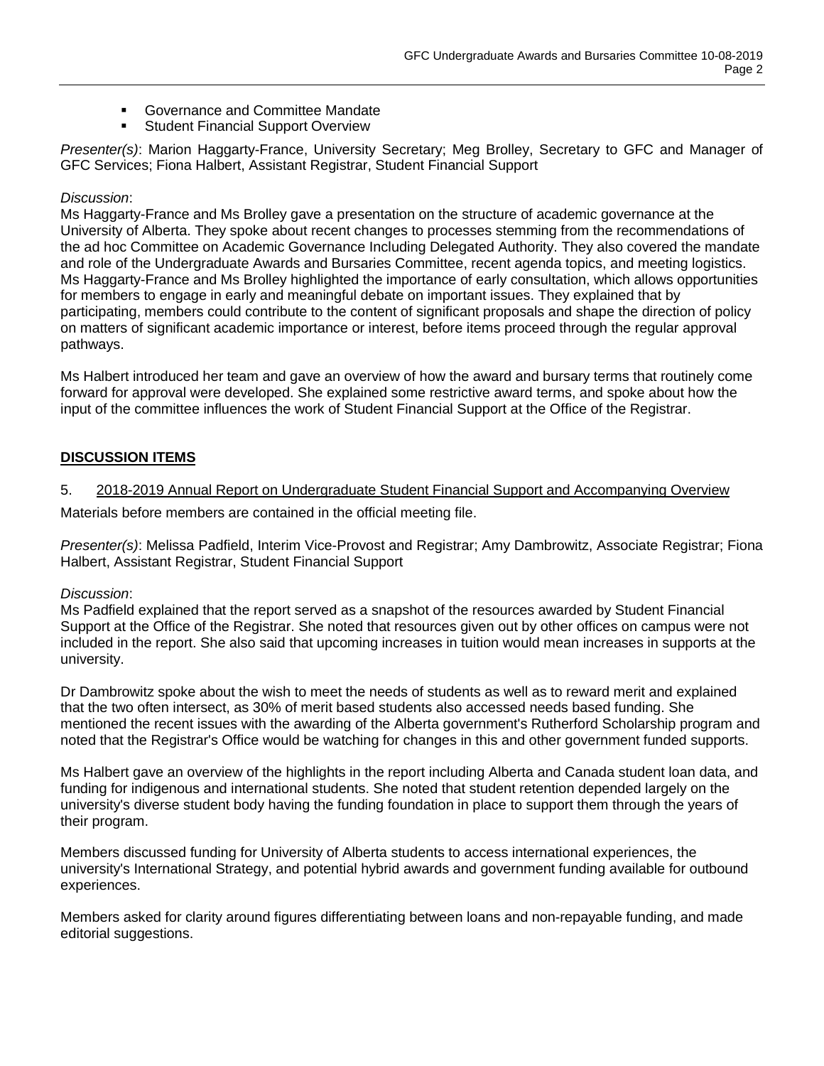- Governance and Committee Mandate
- Student Financial Support Overview

*Presenter(s)*: Marion Haggarty-France, University Secretary; Meg Brolley, Secretary to GFC and Manager of GFC Services; Fiona Halbert, Assistant Registrar, Student Financial Support

*Discussion*:
Ms Haggarty-France and Ms Brolley gave a presentation on the structure of academic governance at the University of Alberta. They spoke about recent changes to processes stemming from the recommendations of the ad hoc Committee on Academic Governance Including Delegated Authority. They also covered the mandate and role of the Undergraduate Awards and Bursaries Committee, recent agenda topics, and meeting logistics. Ms Haggarty-France and Ms Brolley highlighted the importance of early consultation, which allows opportunities for members to engage in early and meaningful debate on important issues. They explained that by participating, members could contribute to the content of significant proposals and shape the direction of policy on matters of significant academic importance or interest, before items proceed through the regular approval pathways.

Ms Halbert introduced her team and gave an overview of how the award and bursary terms that routinely come forward for approval were developed. She explained some restrictive award terms, and spoke about how the input of the committee influences the work of Student Financial Support at the Office of the Registrar.

## DISCUSSION ITEMS

5. 2018-2019 Annual Report on Undergraduate Student Financial Support and Accompanying Overview

Materials before members are contained in the official meeting file.

*Presenter(s)*: Melissa Padfield, Interim Vice-Provost and Registrar; Amy Dambrowitz, Associate Registrar; Fiona Halbert, Assistant Registrar, Student Financial Support

*Discussion*:
Ms Padfield explained that the report served as a snapshot of the resources awarded by Student Financial Support at the Office of the Registrar. She noted that resources given out by other offices on campus were not included in the report. She also said that upcoming increases in tuition would mean increases in supports at the university.

Dr Dambrowitz spoke about the wish to meet the needs of students as well as to reward merit and explained that the two often intersect, as 30% of merit based students also accessed needs based funding. She mentioned the recent issues with the awarding of the Alberta government's Rutherford Scholarship program and noted that the Registrar's Office would be watching for changes in this and other government funded supports.

Ms Halbert gave an overview of the highlights in the report including Alberta and Canada student loan data, and funding for indigenous and international students. She noted that student retention depended largely on the university's diverse student body having the funding foundation in place to support them through the years of their program.

Members discussed funding for University of Alberta students to access international experiences, the university's International Strategy, and potential hybrid awards and government funding available for outbound experiences.

Members asked for clarity around figures differentiating between loans and non-repayable funding, and made editorial suggestions.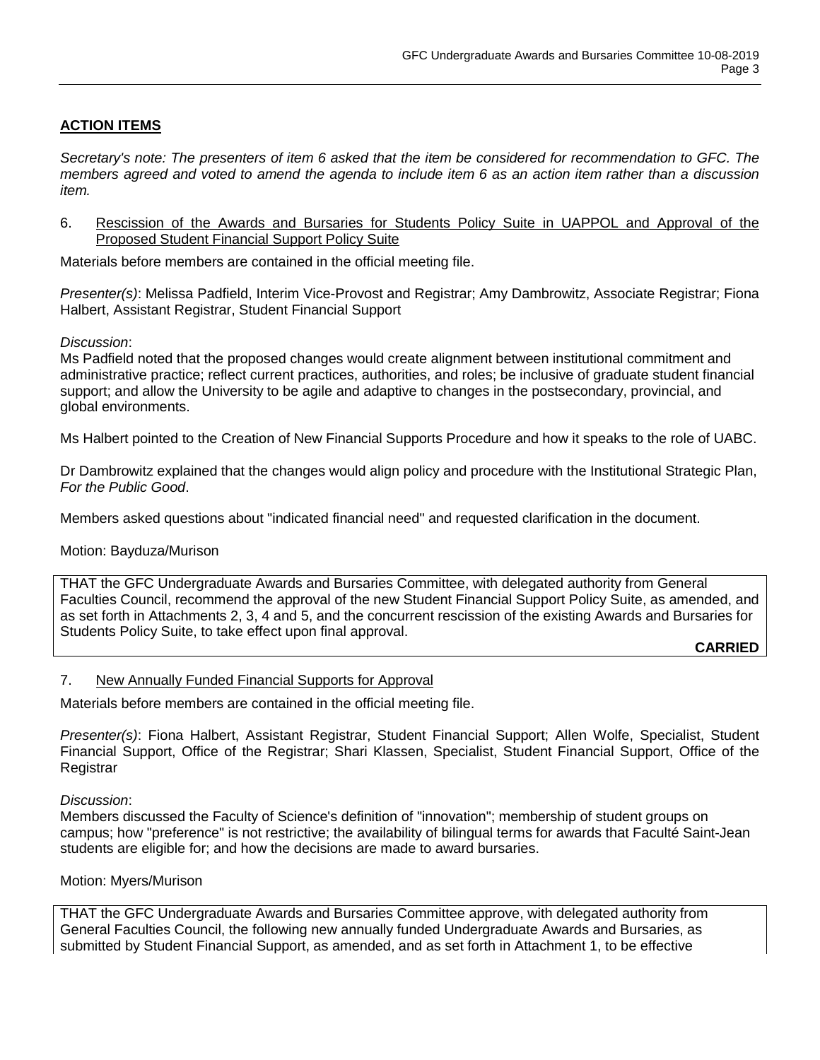## ACTION ITEMS

*Secretary's note: The presenters of item 6 asked that the item be considered for recommendation to GFC. The members agreed and voted to amend the agenda to include item 6 as an action item rather than a discussion item.*

6. Rescission of the Awards and Bursaries for Students Policy Suite in UAPPOL and Approval of the Proposed Student Financial Support Policy Suite

Materials before members are contained in the official meeting file.

*Presenter(s)*: Melissa Padfield, Interim Vice-Provost and Registrar; Amy Dambrowitz, Associate Registrar; Fiona Halbert, Assistant Registrar, Student Financial Support

*Discussion*:
Ms Padfield noted that the proposed changes would create alignment between institutional commitment and administrative practice; reflect current practices, authorities, and roles; be inclusive of graduate student financial support; and allow the University to be agile and adaptive to changes in the postsecondary, provincial, and global environments.

Ms Halbert pointed to the Creation of New Financial Supports Procedure and how it speaks to the role of UABC.

Dr Dambrowitz explained that the changes would align policy and procedure with the Institutional Strategic Plan, *For the Public Good*.

Members asked questions about "indicated financial need" and requested clarification in the document.

Motion: Bayduza/Murison

THAT the GFC Undergraduate Awards and Bursaries Committee, with delegated authority from General Faculties Council, recommend the approval of the new Student Financial Support Policy Suite, as amended, and as set forth in Attachments 2, 3, 4 and 5, and the concurrent rescission of the existing Awards and Bursaries for Students Policy Suite, to take effect upon final approval.

**CARRIED**

7. New Annually Funded Financial Supports for Approval

Materials before members are contained in the official meeting file.

*Presenter(s)*: Fiona Halbert, Assistant Registrar, Student Financial Support; Allen Wolfe, Specialist, Student Financial Support, Office of the Registrar; Shari Klassen, Specialist, Student Financial Support, Office of the Registrar

*Discussion*:
Members discussed the Faculty of Science's definition of "innovation"; membership of student groups on campus; how "preference" is not restrictive; the availability of bilingual terms for awards that Faculté Saint-Jean students are eligible for; and how the decisions are made to award bursaries.

Motion: Myers/Murison

THAT the GFC Undergraduate Awards and Bursaries Committee approve, with delegated authority from General Faculties Council, the following new annually funded Undergraduate Awards and Bursaries, as submitted by Student Financial Support, as amended, and as set forth in Attachment 1, to be effective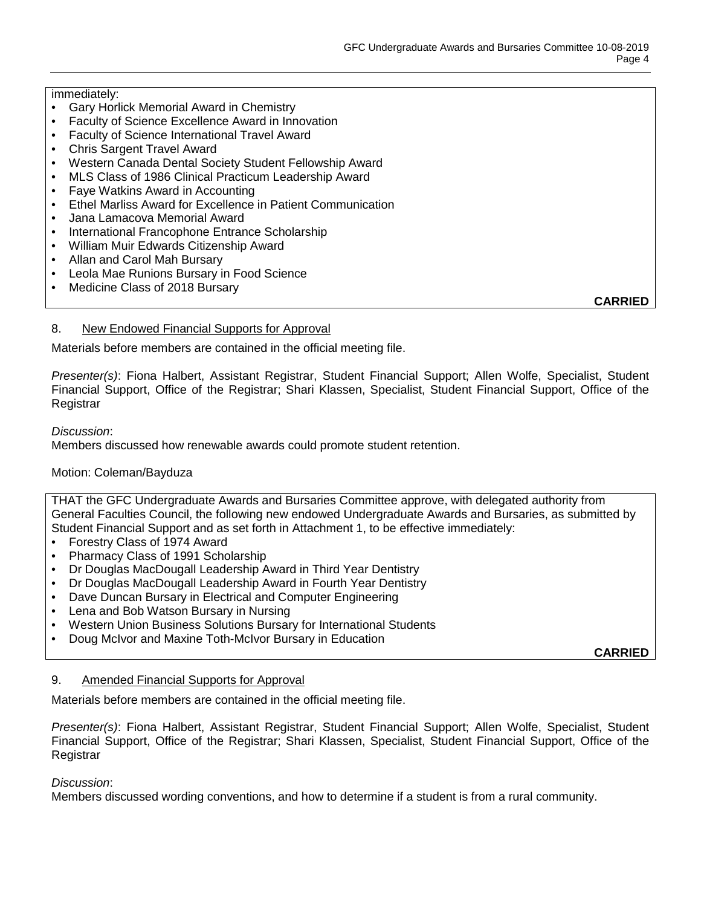immediately:

- Gary Horlick Memorial Award in Chemistry
- Faculty of Science Excellence Award in Innovation
- Faculty of Science International Travel Award
- Chris Sargent Travel Award
- Western Canada Dental Society Student Fellowship Award
- MLS Class of 1986 Clinical Practicum Leadership Award
- Faye Watkins Award in Accounting
- Ethel Marliss Award for Excellence in Patient Communication
- Jana Lamacova Memorial Award
- International Francophone Entrance Scholarship
- William Muir Edwards Citizenship Award
- Allan and Carol Mah Bursary
- Leola Mae Runions Bursary in Food Science
- Medicine Class of 2018 Bursary

**CARRIED**

8. New Endowed Financial Supports for Approval

Materials before members are contained in the official meeting file.

*Presenter(s)*: Fiona Halbert, Assistant Registrar, Student Financial Support; Allen Wolfe, Specialist, Student Financial Support, Office of the Registrar; Shari Klassen, Specialist, Student Financial Support, Office of the Registrar

*Discussion*:
Members discussed how renewable awards could promote student retention.

Motion: Coleman/Bayduza

THAT the GFC Undergraduate Awards and Bursaries Committee approve, with delegated authority from General Faculties Council, the following new endowed Undergraduate Awards and Bursaries, as submitted by Student Financial Support and as set forth in Attachment 1, to be effective immediately:

- Forestry Class of 1974 Award
- Pharmacy Class of 1991 Scholarship
- Dr Douglas MacDougall Leadership Award in Third Year Dentistry
- Dr Douglas MacDougall Leadership Award in Fourth Year Dentistry
- Dave Duncan Bursary in Electrical and Computer Engineering
- Lena and Bob Watson Bursary in Nursing
- Western Union Business Solutions Bursary for International Students
- Doug McIvor and Maxine Toth-McIvor Bursary in Education

**CARRIED**

9. Amended Financial Supports for Approval

Materials before members are contained in the official meeting file.

*Presenter(s)*: Fiona Halbert, Assistant Registrar, Student Financial Support; Allen Wolfe, Specialist, Student Financial Support, Office of the Registrar; Shari Klassen, Specialist, Student Financial Support, Office of the Registrar

*Discussion*:
Members discussed wording conventions, and how to determine if a student is from a rural community.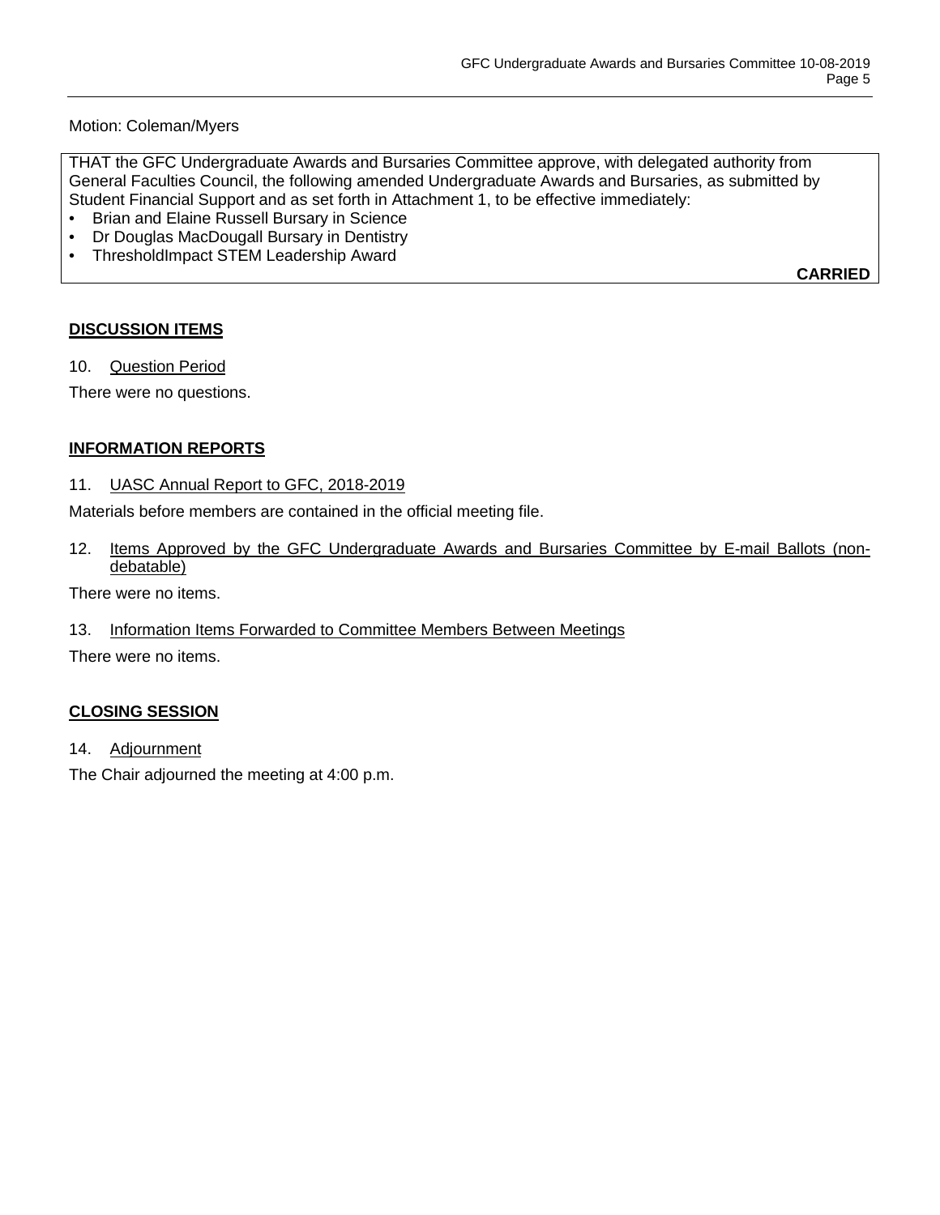Motion: Coleman/Myers

THAT the GFC Undergraduate Awards and Bursaries Committee approve, with delegated authority from General Faculties Council, the following amended Undergraduate Awards and Bursaries, as submitted by Student Financial Support and as set forth in Attachment 1, to be effective immediately:

- Brian and Elaine Russell Bursary in Science
- Dr Douglas MacDougall Bursary in Dentistry
- ThresholdImpact STEM Leadership Award

**CARRIED**

## DISCUSSION ITEMS

10. Question Period

There were no questions.

## INFORMATION REPORTS

11. UASC Annual Report to GFC, 2018-2019

Materials before members are contained in the official meeting file.

12. Items Approved by the GFC Undergraduate Awards and Bursaries Committee by E-mail Ballots (non-debatable)

There were no items.

13. Information Items Forwarded to Committee Members Between Meetings

There were no items.

## CLOSING SESSION

14. Adjournment

The Chair adjourned the meeting at 4:00 p.m.